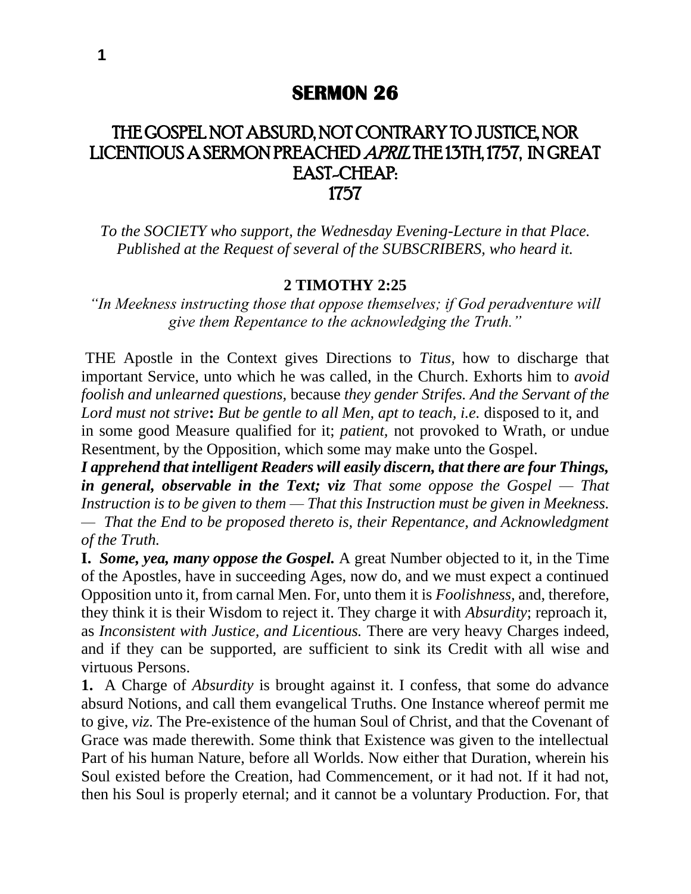# SERMON 26

## THE GOSPEL NOT ABSURD, NOT CONTRARY TO JUSTICE, NOR LICENTIOUS A SERMON PREACHED *APRIL* THE 13TH, 1757, IN GREAT EAST-CHEAP: 1757

*To the SOCIETY who support, the Wednesday Evening-Lecture in that Place. Published at the Request of several of the SUBSCRIBERS, who heard it.*

**2 TIMOTHY 2:25**

*"In Meekness instructing those that oppose themselves; if God peradventure will give them Repentance to the acknowledging the Truth."*

THE Apostle in the Context gives Directions to *Titus,* how to discharge that important Service, unto which he was called, in the Church. Exhorts him to *avoid foolish and unlearned questions,* because *they gender Strifes. And the Servant of the Lord must not strive***:** *But be gentle to all Men, apt to teach, i.e.* disposed to it, and in some good Measure qualified for it; *patient,* not provoked to Wrath, or undue Resentment, by the Opposition, which some may make unto the Gospel.

***I apprehend that intelligent Readers will easily discern, that there are four Things, in general, observable in the Text; viz*** *That some oppose the Gospel — That Instruction is to be given to them — That this Instruction must be given in Meekness. — That the End to be proposed thereto is, their Repentance, and Acknowledgment of the Truth.*

**I.** ***Some, yea, many oppose the Gospel.*** A great Number objected to it, in the Time of the Apostles, have in succeeding Ages, now do, and we must expect a continued Opposition unto it, from carnal Men. For, unto them it is *Foolishness,* and, therefore, they think it is their Wisdom to reject it. They charge it with *Absurdity*; reproach it, as *Inconsistent with Justice, and Licentious.* There are very heavy Charges indeed, and if they can be supported, are sufficient to sink its Credit with all wise and virtuous Persons.

**1.** A Charge of *Absurdity* is brought against it. I confess, that some do advance absurd Notions, and call them evangelical Truths. One Instance whereof permit me to give, *viz.* The Pre-existence of the human Soul of Christ, and that the Covenant of Grace was made therewith. Some think that Existence was given to the intellectual Part of his human Nature, before all Worlds. Now either that Duration, wherein his Soul existed before the Creation, had Commencement, or it had not. If it had not, then his Soul is properly eternal; and it cannot be a voluntary Production. For, that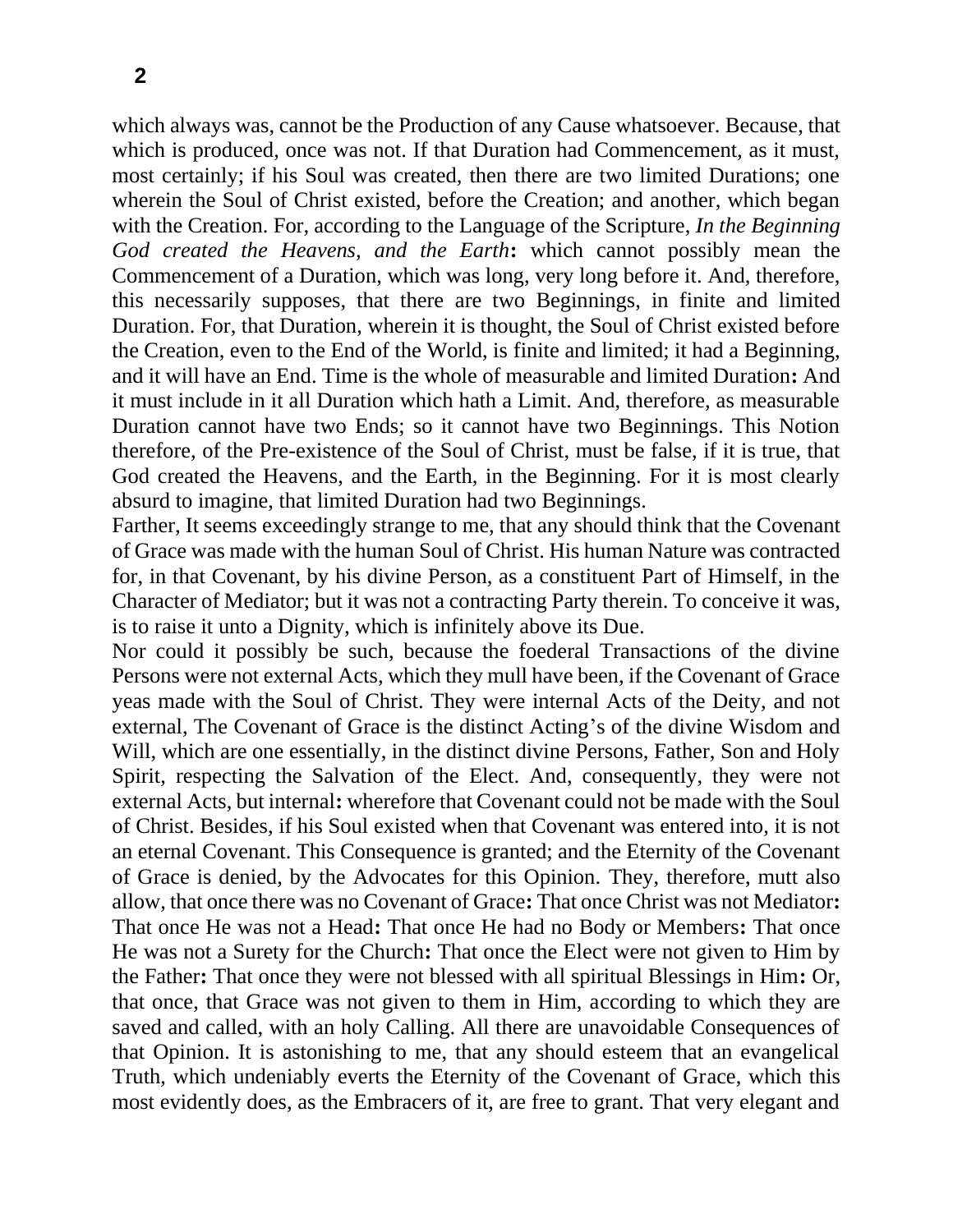which always was, cannot be the Production of any Cause whatsoever. Because, that which is produced, once was not. If that Duration had Commencement, as it must, most certainly; if his Soul was created, then there are two limited Durations; one wherein the Soul of Christ existed, before the Creation; and another, which began with the Creation. For, according to the Language of the Scripture, *In the Beginning God created the Heavens, and the Earth***:** which cannot possibly mean the Commencement of a Duration, which was long, very long before it. And, therefore, this necessarily supposes, that there are two Beginnings, in finite and limited Duration. For, that Duration, wherein it is thought, the Soul of Christ existed before the Creation, even to the End of the World, is finite and limited; it had a Beginning, and it will have an End. Time is the whole of measurable and limited Duration**:** And it must include in it all Duration which hath a Limit. And, therefore, as measurable Duration cannot have two Ends; so it cannot have two Beginnings. This Notion therefore, of the Pre-existence of the Soul of Christ, must be false, if it is true, that God created the Heavens, and the Earth, in the Beginning. For it is most clearly absurd to imagine, that limited Duration had two Beginnings.

Farther, It seems exceedingly strange to me, that any should think that the Covenant of Grace was made with the human Soul of Christ. His human Nature was contracted for, in that Covenant, by his divine Person, as a constituent Part of Himself, in the Character of Mediator; but it was not a contracting Party therein. To conceive it was, is to raise it unto a Dignity, which is infinitely above its Due.

Nor could it possibly be such, because the foederal Transactions of the divine Persons were not external Acts, which they mull have been, if the Covenant of Grace yeas made with the Soul of Christ. They were internal Acts of the Deity, and not external, The Covenant of Grace is the distinct Acting's of the divine Wisdom and Will, which are one essentially, in the distinct divine Persons, Father, Son and Holy Spirit, respecting the Salvation of the Elect. And, consequently, they were not external Acts, but internal**:** wherefore that Covenant could not be made with the Soul of Christ. Besides, if his Soul existed when that Covenant was entered into, it is not an eternal Covenant. This Consequence is granted; and the Eternity of the Covenant of Grace is denied, by the Advocates for this Opinion. They, therefore, mutt also allow, that once there was no Covenant of Grace**:** That once Christ was not Mediator**:** That once He was not a Head**:** That once He had no Body or Members**:** That once He was not a Surety for the Church**:** That once the Elect were not given to Him by the Father**:** That once they were not blessed with all spiritual Blessings in Him**:** Or, that once, that Grace was not given to them in Him, according to which they are saved and called, with an holy Calling. All there are unavoidable Consequences of that Opinion. It is astonishing to me, that any should esteem that an evangelical Truth, which undeniably everts the Eternity of the Covenant of Grace, which this most evidently does, as the Embracers of it, are free to grant. That very elegant and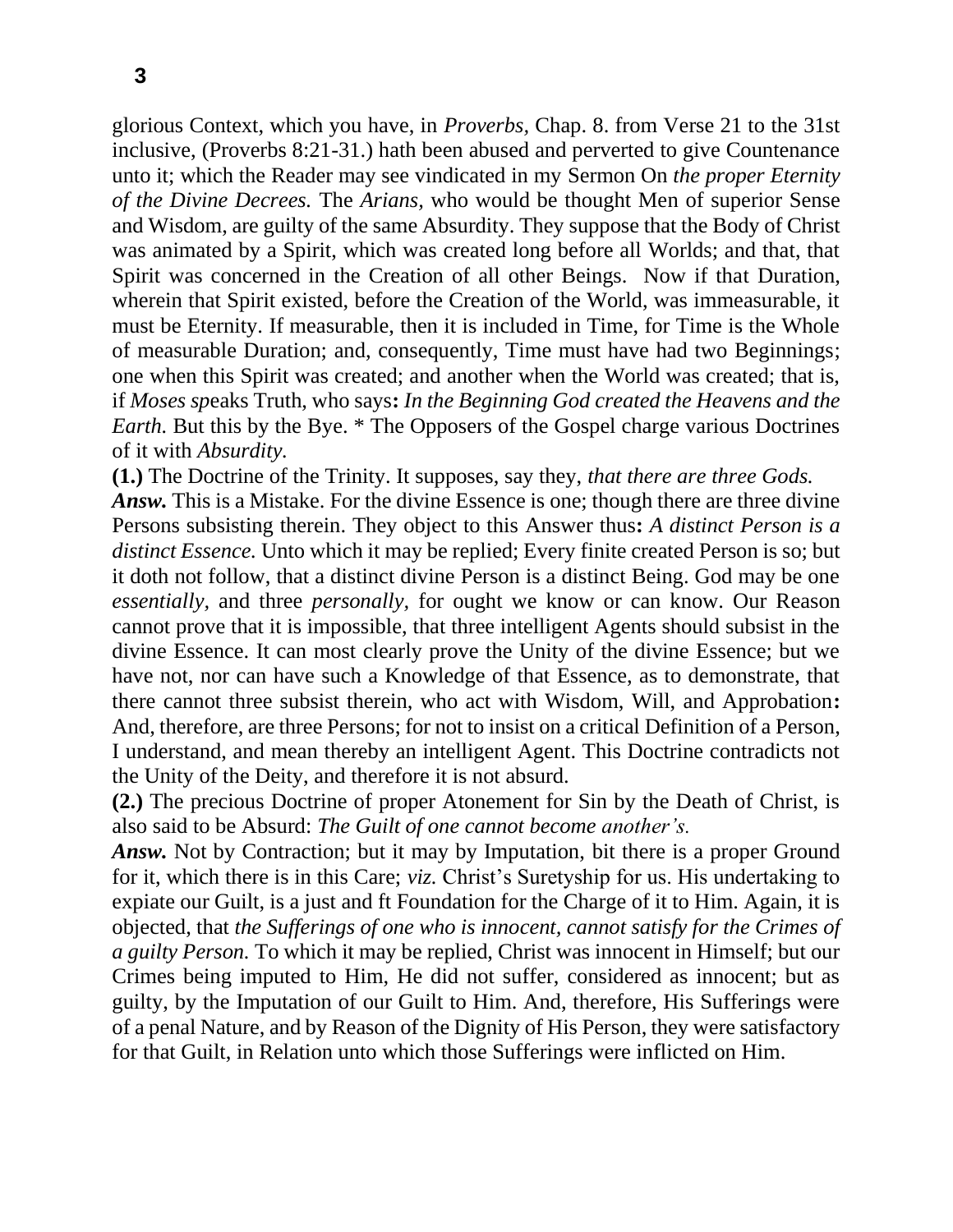glorious Context, which you have, in *Proverbs,* Chap. 8. from Verse 21 to the 31st inclusive, (Proverbs 8:21-31.) hath been abused and perverted to give Countenance unto it; which the Reader may see vindicated in my Sermon On *the proper Eternity of the Divine Decrees.* The *Arians,* who would be thought Men of superior Sense and Wisdom, are guilty of the same Absurdity. They suppose that the Body of Christ was animated by a Spirit, which was created long before all Worlds; and that, that Spirit was concerned in the Creation of all other Beings. Now if that Duration, wherein that Spirit existed, before the Creation of the World, was immeasurable, it must be Eternity. If measurable, then it is included in Time, for Time is the Whole of measurable Duration; and, consequently, Time must have had two Beginnings; one when this Spirit was created; and another when the World was created; that is, if *Moses sp*eaks Truth, who says**:** *In the Beginning God created the Heavens and the Earth.* But this by the Bye. * The Opposers of the Gospel charge various Doctrines of it with *Absurdity.*

**(1.)** The Doctrine of the Trinity. It supposes, say they, *that there are three Gods.*

***Answ.*** This is a Mistake. For the divine Essence is one; though there are three divine Persons subsisting therein. They object to this Answer thus**:** *A distinct Person is a distinct Essence.* Unto which it may be replied; Every finite created Person is so; but it doth not follow, that a distinct divine Person is a distinct Being. God may be one *essentially*, and three *personally*, for ought we know or can know. Our Reason cannot prove that it is impossible, that three intelligent Agents should subsist in the divine Essence. It can most clearly prove the Unity of the divine Essence; but we have not, nor can have such a Knowledge of that Essence, as to demonstrate, that there cannot three subsist therein, who act with Wisdom, Will, and Approbation**:** And, therefore, are three Persons; for not to insist on a critical Definition of a Person, I understand, and mean thereby an intelligent Agent. This Doctrine contradicts not the Unity of the Deity, and therefore it is not absurd.

**(2.)** The precious Doctrine of proper Atonement for Sin by the Death of Christ, is also said to be Absurd: *The Guilt of one cannot become another's.*

***Answ.*** Not by Contraction; but it may by Imputation, bit there is a proper Ground for it, which there is in this Care; *viz.* Christ's Suretyship for us. His undertaking to expiate our Guilt, is a just and ft Foundation for the Charge of it to Him. Again, it is objected, that *the Sufferings of one who is innocent, cannot satisfy for the Crimes of a guilty Person.* To which it may be replied, Christ was innocent in Himself; but our Crimes being imputed to Him, He did not suffer, considered as innocent; but as guilty, by the Imputation of our Guilt to Him. And, therefore, His Sufferings were of a penal Nature, and by Reason of the Dignity of His Person, they were satisfactory for that Guilt, in Relation unto which those Sufferings were inflicted on Him.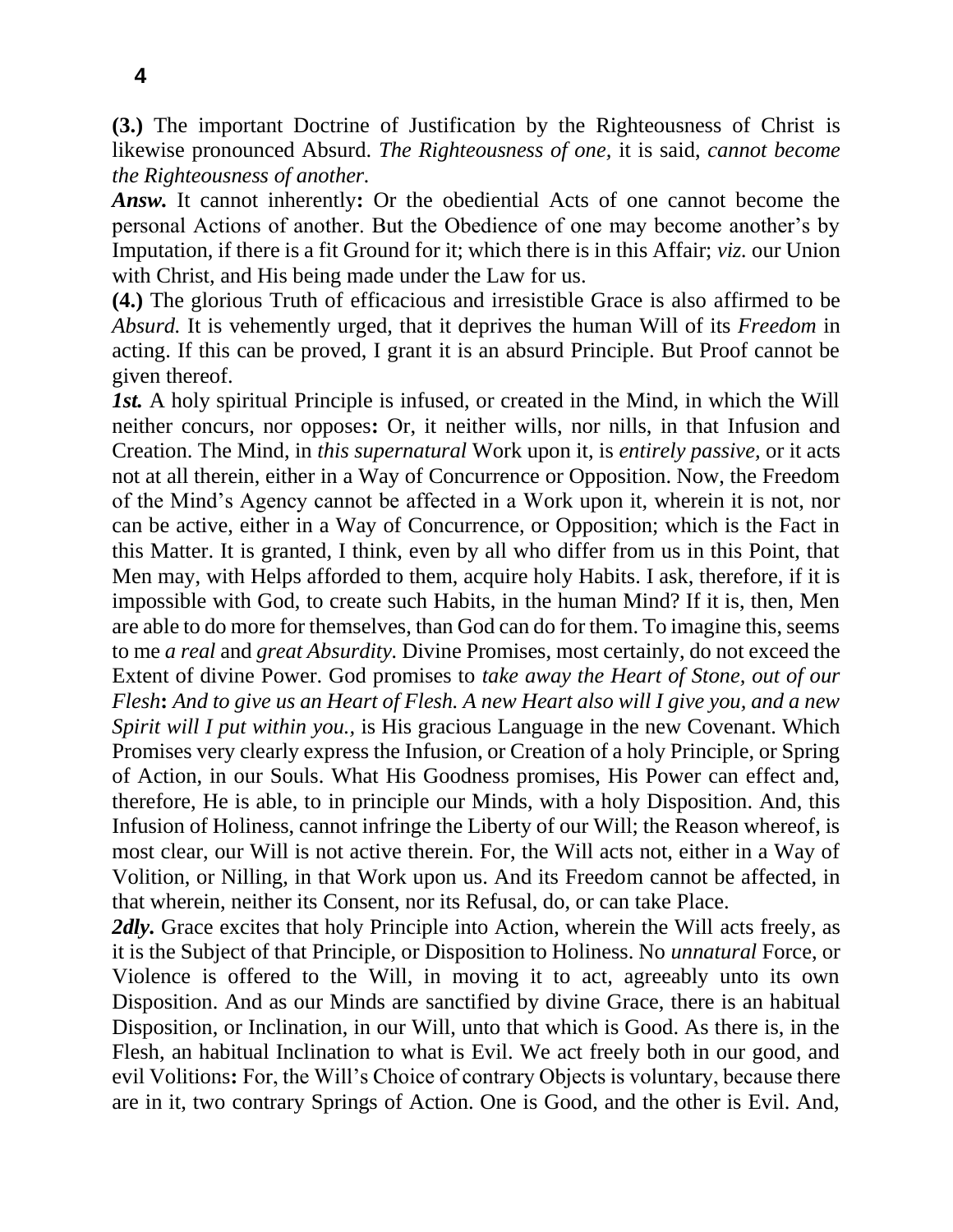**(3.)** The important Doctrine of Justification by the Righteousness of Christ is likewise pronounced Absurd. *The Righteousness of one,* it is said, *cannot become the Righteousness of another.*

***Answ.*** It cannot inherently**:** Or the obediential Acts of one cannot become the personal Actions of another. But the Obedience of one may become another's by Imputation, if there is a fit Ground for it; which there is in this Affair; *viz.* our Union with Christ, and His being made under the Law for us.

**(4.)** The glorious Truth of efficacious and irresistible Grace is also affirmed to be *Absurd.* It is vehemently urged, that it deprives the human Will of its *Freedom* in acting. If this can be proved, I grant it is an absurd Principle. But Proof cannot be given thereof.

***1st.*** A holy spiritual Principle is infused, or created in the Mind, in which the Will neither concurs, nor opposes**:** Or, it neither wills, nor nills, in that Infusion and Creation. The Mind, in *this supernatural* Work upon it, is *entirely passive,* or it acts not at all therein, either in a Way of Concurrence or Opposition. Now, the Freedom of the Mind's Agency cannot be affected in a Work upon it, wherein it is not, nor can be active, either in a Way of Concurrence, or Opposition; which is the Fact in this Matter. It is granted, I think, even by all who differ from us in this Point, that Men may, with Helps afforded to them, acquire holy Habits. I ask, therefore, if it is impossible with God, to create such Habits, in the human Mind? If it is, then, Men are able to do more for themselves, than God can do for them. To imagine this, seems to me *a real* and *great Absurdity.* Divine Promises, most certainly, do not exceed the Extent of divine Power. God promises to *take away the Heart of Stone, out of our Flesh***:** *And to give us an Heart of Flesh. A new Heart also will I give you, and a new Spirit will I put within you.,* is His gracious Language in the new Covenant. Which Promises very clearly express the Infusion, or Creation of a holy Principle, or Spring of Action, in our Souls. What His Goodness promises, His Power can effect and, therefore, He is able, to in principle our Minds, with a holy Disposition. And, this Infusion of Holiness, cannot infringe the Liberty of our Will; the Reason whereof, is most clear, our Will is not active therein. For, the Will acts not, either in a Way of Volition, or Nilling, in that Work upon us. And its Freedom cannot be affected, in that wherein, neither its Consent, nor its Refusal, do, or can take Place.

***2dly.*** Grace excites that holy Principle into Action, wherein the Will acts freely, as it is the Subject of that Principle, or Disposition to Holiness. No *unnatural* Force, or Violence is offered to the Will, in moving it to act, agreeably unto its own Disposition. And as our Minds are sanctified by divine Grace, there is an habitual Disposition, or Inclination, in our Will, unto that which is Good. As there is, in the Flesh, an habitual Inclination to what is Evil. We act freely both in our good, and evil Volitions**:** For, the Will's Choice of contrary Objects is voluntary, because there are in it, two contrary Springs of Action. One is Good, and the other is Evil. And,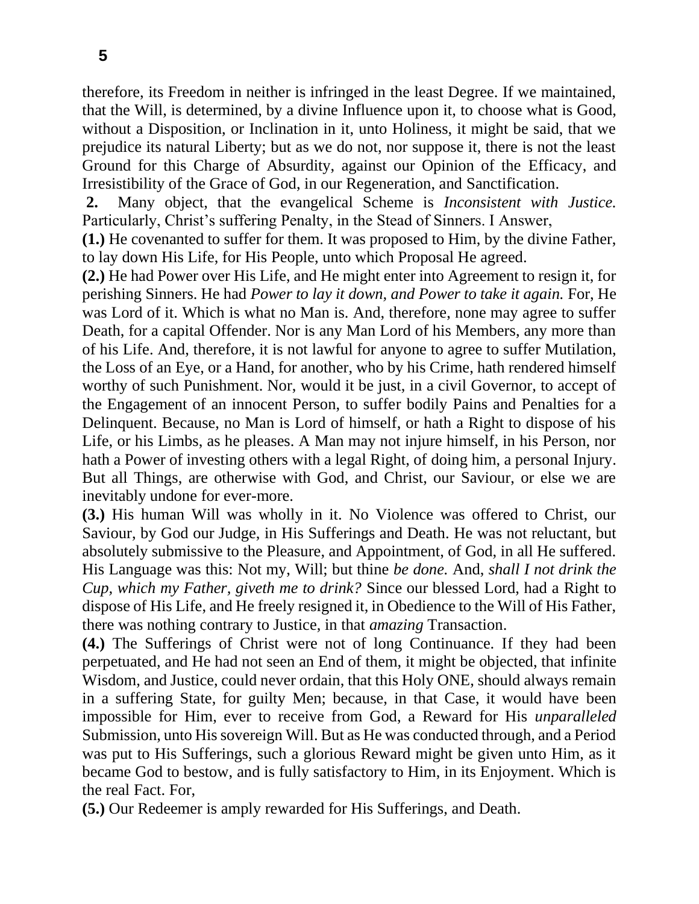therefore, its Freedom in neither is infringed in the least Degree. If we maintained, that the Will, is determined, by a divine Influence upon it, to choose what is Good, without a Disposition, or Inclination in it, unto Holiness, it might be said, that we prejudice its natural Liberty; but as we do not, nor suppose it, there is not the least Ground for this Charge of Absurdity, against our Opinion of the Efficacy, and Irresistibility of the Grace of God, in our Regeneration, and Sanctification.

**2.** Many object, that the evangelical Scheme is *Inconsistent with Justice.* Particularly, Christ's suffering Penalty, in the Stead of Sinners. I Answer,

**(1.)** He covenanted to suffer for them. It was proposed to Him, by the divine Father, to lay down His Life, for His People, unto which Proposal He agreed.

**(2.)** He had Power over His Life, and He might enter into Agreement to resign it, for perishing Sinners. He had *Power to lay it down, and Power to take it again.* For, He was Lord of it. Which is what no Man is. And, therefore, none may agree to suffer Death, for a capital Offender. Nor is any Man Lord of his Members, any more than of his Life. And, therefore, it is not lawful for anyone to agree to suffer Mutilation, the Loss of an Eye, or a Hand, for another, who by his Crime, hath rendered himself worthy of such Punishment. Nor, would it be just, in a civil Governor, to accept of the Engagement of an innocent Person, to suffer bodily Pains and Penalties for a Delinquent. Because, no Man is Lord of himself, or hath a Right to dispose of his Life, or his Limbs, as he pleases. A Man may not injure himself, in his Person, nor hath a Power of investing others with a legal Right, of doing him, a personal Injury. But all Things, are otherwise with God, and Christ, our Saviour, or else we are inevitably undone for ever-more.

**(3.)** His human Will was wholly in it. No Violence was offered to Christ, our Saviour, by God our Judge, in His Sufferings and Death. He was not reluctant, but absolutely submissive to the Pleasure, and Appointment, of God, in all He suffered. His Language was this: Not my, Will; but thine *be done.* And, *shall I not drink the Cup, which my Father, giveth me to drink?* Since our blessed Lord, had a Right to dispose of His Life, and He freely resigned it, in Obedience to the Will of His Father, there was nothing contrary to Justice, in that *amazing* Transaction.

**(4.)** The Sufferings of Christ were not of long Continuance. If they had been perpetuated, and He had not seen an End of them, it might be objected, that infinite Wisdom, and Justice, could never ordain, that this Holy ONE, should always remain in a suffering State, for guilty Men; because, in that Case, it would have been impossible for Him, ever to receive from God, a Reward for His *unparalleled* Submission, unto His sovereign Will. But as He was conducted through, and a Period was put to His Sufferings, such a glorious Reward might be given unto Him, as it became God to bestow, and is fully satisfactory to Him, in its Enjoyment. Which is the real Fact. For,

**(5.)** Our Redeemer is amply rewarded for His Sufferings, and Death.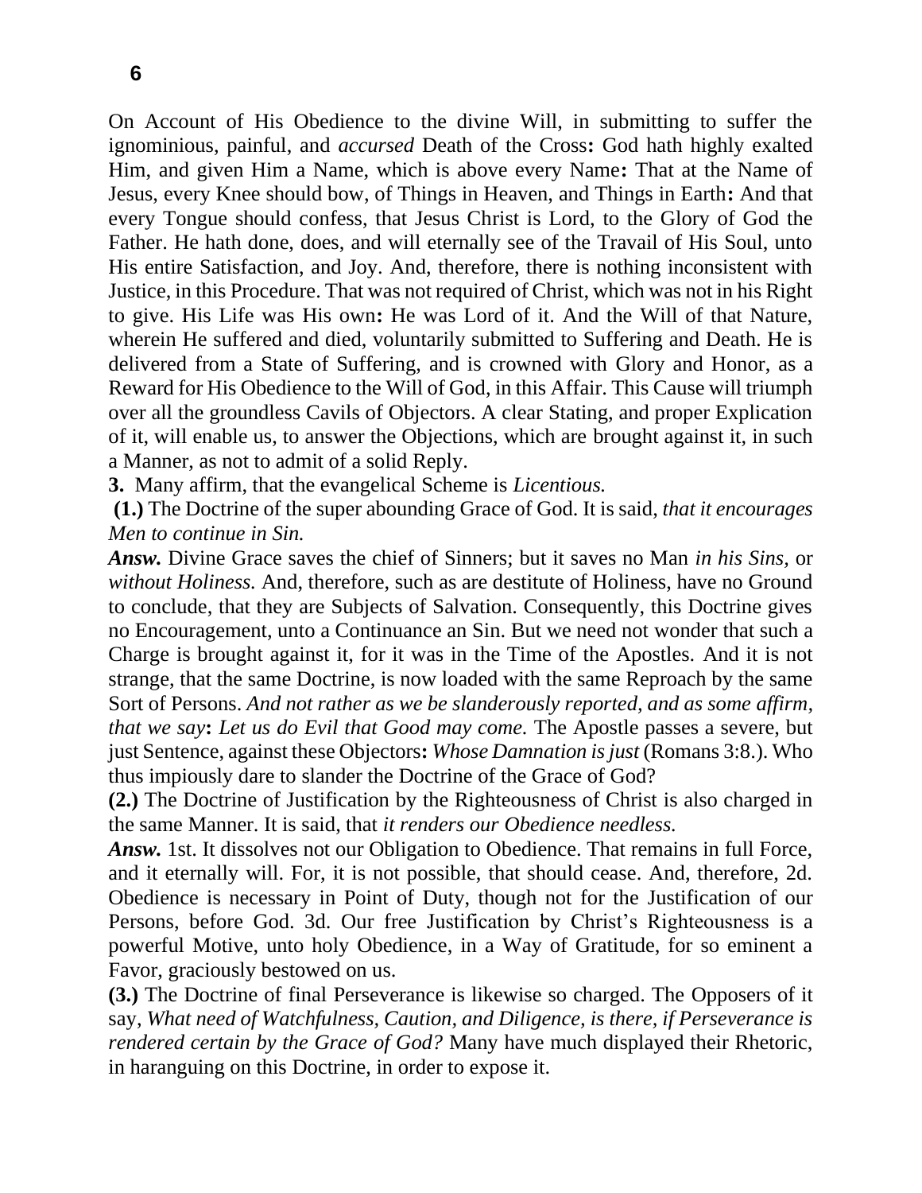On Account of His Obedience to the divine Will, in submitting to suffer the ignominious, painful, and *accursed* Death of the Cross**:** God hath highly exalted Him, and given Him a Name, which is above every Name**:** That at the Name of Jesus, every Knee should bow, of Things in Heaven, and Things in Earth**:** And that every Tongue should confess, that Jesus Christ is Lord, to the Glory of God the Father. He hath done, does, and will eternally see of the Travail of His Soul, unto His entire Satisfaction, and Joy. And, therefore, there is nothing inconsistent with Justice, in this Procedure. That was not required of Christ, which was not in his Right to give. His Life was His own**:** He was Lord of it. And the Will of that Nature, wherein He suffered and died, voluntarily submitted to Suffering and Death. He is delivered from a State of Suffering, and is crowned with Glory and Honor, as a Reward for His Obedience to the Will of God, in this Affair. This Cause will triumph over all the groundless Cavils of Objectors. A clear Stating, and proper Explication of it, will enable us, to answer the Objections, which are brought against it, in such a Manner, as not to admit of a solid Reply.

**3.** Many affirm, that the evangelical Scheme is *Licentious.*

**(1.)** The Doctrine of the super abounding Grace of God. It is said, *that it encourages Men to continue in Sin.*

***Answ.*** Divine Grace saves the chief of Sinners; but it saves no Man *in his Sins,* or *without Holiness.* And, therefore, such as are destitute of Holiness, have no Ground to conclude, that they are Subjects of Salvation. Consequently, this Doctrine gives no Encouragement, unto a Continuance an Sin. But we need not wonder that such a Charge is brought against it, for it was in the Time of the Apostles. And it is not strange, that the same Doctrine, is now loaded with the same Reproach by the same Sort of Persons. *And not rather as we be slanderously reported, and as some affirm, that we say***:** *Let us do Evil that Good may come.* The Apostle passes a severe, but just Sentence, against these Objectors**:** *Whose Damnation is just* (Romans 3:8.). Who thus impiously dare to slander the Doctrine of the Grace of God?

**(2.)** The Doctrine of Justification by the Righteousness of Christ is also charged in the same Manner. It is said, that *it renders our Obedience needless.*

***Answ.*** 1st. It dissolves not our Obligation to Obedience. That remains in full Force, and it eternally will. For, it is not possible, that should cease. And, therefore, 2d. Obedience is necessary in Point of Duty, though not for the Justification of our Persons, before God. 3d. Our free Justification by Christ's Righteousness is a powerful Motive, unto holy Obedience, in a Way of Gratitude, for so eminent a Favor, graciously bestowed on us.

**(3.)** The Doctrine of final Perseverance is likewise so charged. The Opposers of it say, *What need of Watchfulness, Caution, and Diligence, is there, if Perseverance is rendered certain by the Grace of God?* Many have much displayed their Rhetoric, in haranguing on this Doctrine, in order to expose it.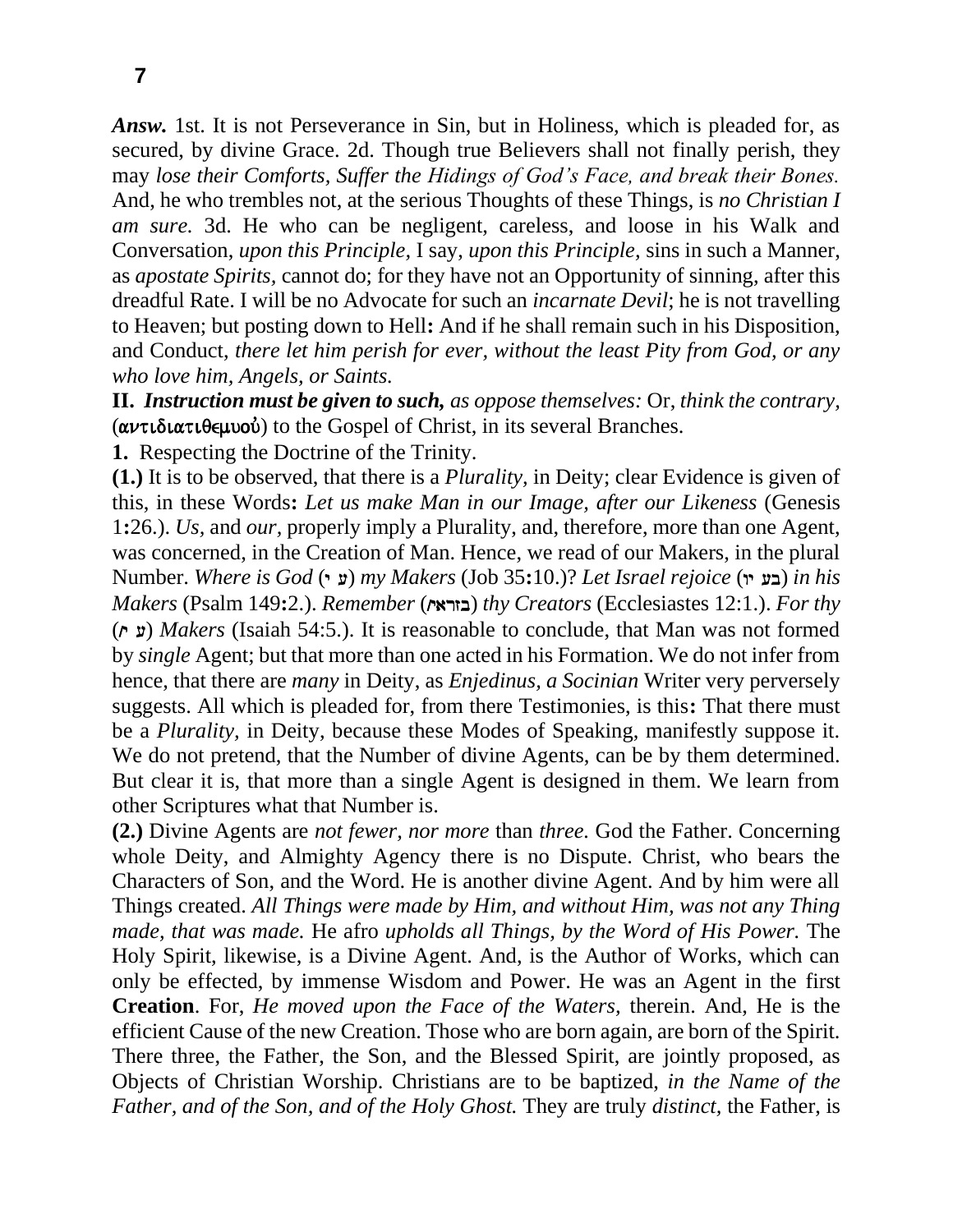***Answ.*** 1st. It is not Perseverance in Sin, but in Holiness, which is pleaded for, as secured, by divine Grace. 2d. Though true Believers shall not finally perish, they may *lose their Comforts, Suffer the Hidings of God's Face, and break their Bones.* And, he who trembles not, at the serious Thoughts of these Things, is *no Christian I am sure.* 3d. He who can be negligent, careless, and loose in his Walk and Conversation, *upon this Principle,* I say, *upon this Principle,* sins in such a Manner, as *apostate Spirits,* cannot do; for they have not an Opportunity of sinning, after this dreadful Rate. I will be no Advocate for such an *incarnate Devil*; he is not travelling to Heaven; but posting down to Hell**:** And if he shall remain such in his Disposition, and Conduct, *there let him perish for ever, without the least Pity from God, or any who love him, Angels, or Saints.*

**II.** ***Instruction must be given to such,*** *as oppose themselves:* Or, *think the contrary,* (αντιδιατιθεμυοὺ) to the Gospel of Christ, in its several Branches.

**1.** Respecting the Doctrine of the Trinity.

**(1.)** It is to be observed, that there is a *Plurality,* in Deity; clear Evidence is given of this, in these Words**:** *Let us make Man in our Image, after our Likeness* (Genesis 1**:**26.). *Us,* and *our,* properly imply a Plurality, and, therefore, more than one Agent, was concerned, in the Creation of Man. Hence, we read of our Makers, in the plural Number. *Where is God* (ע י) *my Makers* (Job 35**:**10.)? *Let Israel rejoice* (בע יו) *in his Makers* (Psalm 149**:**2.). *Remember* (בזראי) *thy Creators* (Ecclesiastes 12:1.). *For thy* (ע י) *Makers* (Isaiah 54:5.). It is reasonable to conclude, that Man was not formed by *single* Agent; but that more than one acted in his Formation. We do not infer from hence, that there are *many* in Deity, as *Enjedinus, a Socinian* Writer very perversely suggests. All which is pleaded for, from there Testimonies, is this**:** That there must be a *Plurality,* in Deity, because these Modes of Speaking, manifestly suppose it. We do not pretend, that the Number of divine Agents, can be by them determined. But clear it is, that more than a single Agent is designed in them. We learn from other Scriptures what that Number is.

**(2.)** Divine Agents are *not fewer, nor more* than *three.* God the Father. Concerning whole Deity, and Almighty Agency there is no Dispute. Christ, who bears the Characters of Son, and the Word. He is another divine Agent. And by him were all Things created. *All Things were made by Him, and without Him, was not any Thing made, that was made.* He afro *upholds all Things, by the Word of His Power.* The Holy Spirit, likewise, is a Divine Agent. And, is the Author of Works, which can only be effected, by immense Wisdom and Power. He was an Agent in the first **Creation**. For, *He moved upon the Face of the Waters,* therein. And, He is the efficient Cause of the new Creation. Those who are born again, are born of the Spirit. There three, the Father, the Son, and the Blessed Spirit, are jointly proposed, as Objects of Christian Worship. Christians are to be baptized, *in the Name of the Father, and of the Son, and of the Holy Ghost.* They are truly *distinct,* the Father, is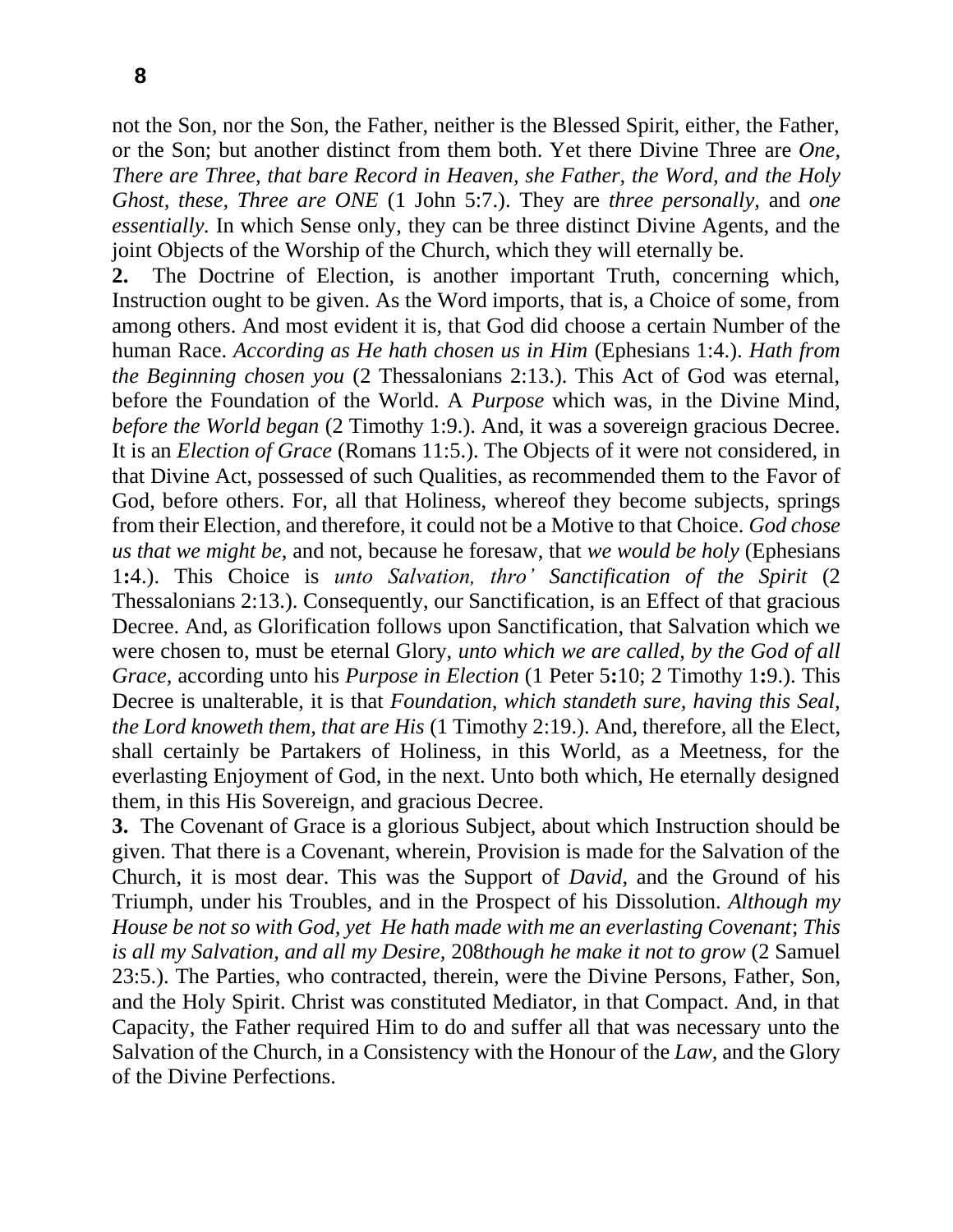not the Son, nor the Son, the Father, neither is the Blessed Spirit, either, the Father, or the Son; but another distinct from them both. Yet there Divine Three are *One, There are Three, that bare Record in Heaven, she Father, the Word, and the Holy Ghost, these, Three are ONE* (1 John 5:7.). They are *three personally,* and *one essentially.* In which Sense only, they can be three distinct Divine Agents, and the joint Objects of the Worship of the Church, which they will eternally be.

**2.** The Doctrine of Election, is another important Truth, concerning which, Instruction ought to be given. As the Word imports, that is, a Choice of some, from among others. And most evident it is, that God did choose a certain Number of the human Race. *According as He hath chosen us in Him* (Ephesians 1:4.). *Hath from the Beginning chosen you* (2 Thessalonians 2:13.). This Act of God was eternal, before the Foundation of the World. A *Purpose* which was, in the Divine Mind, *before the World began* (2 Timothy 1:9.). And, it was a sovereign gracious Decree. It is an *Election of Grace* (Romans 11:5.). The Objects of it were not considered, in that Divine Act, possessed of such Qualities, as recommended them to the Favor of God, before others. For, all that Holiness, whereof they become subjects, springs from their Election, and therefore, it could not be a Motive to that Choice. *God chose us that we might be,* and not, because he foresaw, that *we would be holy* (Ephesians 1**:**4.). This Choice is *unto Salvation, thro' Sanctification of the Spirit* (2 Thessalonians 2:13.). Consequently, our Sanctification, is an Effect of that gracious Decree. And, as Glorification follows upon Sanctification, that Salvation which we were chosen to, must be eternal Glory, *unto which we are called, by the God of all Grace,* according unto his *Purpose in Election* (1 Peter 5**:**10; 2 Timothy 1**:**9.). This Decree is unalterable, it is that *Foundation, which standeth sure, having this Seal, the Lord knoweth them, that are His* (1 Timothy 2:19.). And, therefore, all the Elect, shall certainly be Partakers of Holiness, in this World, as a Meetness, for the everlasting Enjoyment of God, in the next. Unto both which, He eternally designed them, in this His Sovereign, and gracious Decree.

**3.** The Covenant of Grace is a glorious Subject, about which Instruction should be given. That there is a Covenant, wherein, Provision is made for the Salvation of the Church, it is most dear. This was the Support of *David*, and the Ground of his Triumph, under his Troubles, and in the Prospect of his Dissolution. *Although my House be not so with God, yet He hath made with me an everlasting Covenant*; *This is all my Salvation, and all my Desire,* 208*though he make it not to grow* (2 Samuel 23:5.). The Parties, who contracted, therein, were the Divine Persons, Father, Son, and the Holy Spirit. Christ was constituted Mediator, in that Compact. And, in that Capacity, the Father required Him to do and suffer all that was necessary unto the Salvation of the Church, in a Consistency with the Honour of the *Law,* and the Glory of the Divine Perfections.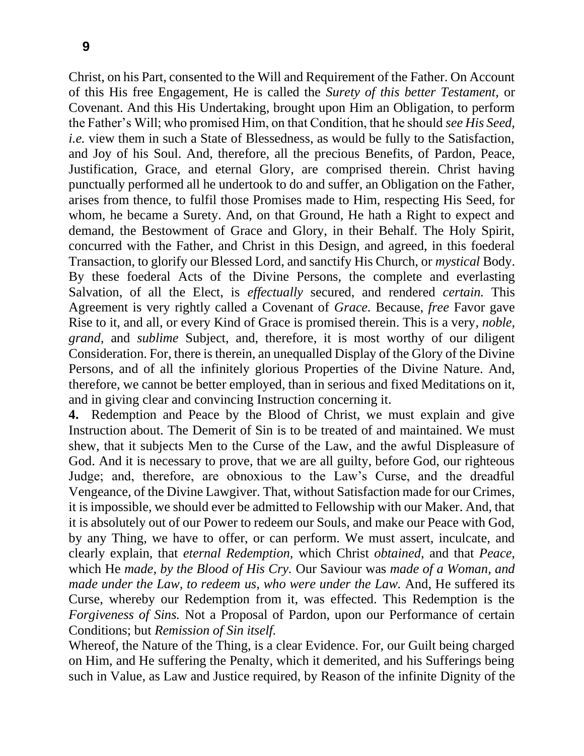Christ, on his Part, consented to the Will and Requirement of the Father. On Account of this His free Engagement, He is called the *Surety of this better Testament,* or Covenant. And this His Undertaking, brought upon Him an Obligation, to perform the Father's Will; who promised Him, on that Condition, that he should *see His Seed, i.e.* view them in such a State of Blessedness, as would be fully to the Satisfaction, and Joy of his Soul. And, therefore, all the precious Benefits, of Pardon, Peace, Justification, Grace, and eternal Glory, are comprised therein. Christ having punctually performed all he undertook to do and suffer, an Obligation on the Father, arises from thence, to fulfil those Promises made to Him, respecting His Seed, for whom, he became a Surety. And, on that Ground, He hath a Right to expect and demand, the Bestowment of Grace and Glory, in their Behalf. The Holy Spirit, concurred with the Father, and Christ in this Design, and agreed, in this foederal Transaction, to glorify our Blessed Lord, and sanctify His Church, or *mystical* Body. By these foederal Acts of the Divine Persons, the complete and everlasting Salvation, of all the Elect, is *effectually* secured, and rendered *certain.* This Agreement is very rightly called a Covenant of *Grace.* Because, *free* Favor gave Rise to it, and all, or every Kind of Grace is promised therein. This is a very*, noble, grand,* and *sublime* Subject, and, therefore, it is most worthy of our diligent Consideration. For, there is therein, an unequalled Display of the Glory of the Divine Persons, and of all the infinitely glorious Properties of the Divine Nature. And, therefore, we cannot be better employed, than in serious and fixed Meditations on it, and in giving clear and convincing Instruction concerning it.

**4.** Redemption and Peace by the Blood of Christ, we must explain and give Instruction about. The Demerit of Sin is to be treated of and maintained. We must shew, that it subjects Men to the Curse of the Law, and the awful Displeasure of God. And it is necessary to prove, that we are all guilty, before God, our righteous Judge; and, therefore, are obnoxious to the Law's Curse, and the dreadful Vengeance, of the Divine Lawgiver. That, without Satisfaction made for our Crimes, it is impossible, we should ever be admitted to Fellowship with our Maker. And, that it is absolutely out of our Power to redeem our Souls, and make our Peace with God, by any Thing, we have to offer, or can perform. We must assert, inculcate, and clearly explain, that *eternal Redemption,* which Christ *obtained,* and that *Peace,* which He *made, by the Blood of His Cry.* Our Saviour was *made of a Woman, and made under the Law, to redeem us, who were under the Law.* And, He suffered its Curse, whereby our Redemption from it, was effected. This Redemption is the *Forgiveness of Sins.* Not a Proposal of Pardon, upon our Performance of certain Conditions; but *Remission of Sin itself.*

Whereof, the Nature of the Thing, is a clear Evidence. For, our Guilt being charged on Him, and He suffering the Penalty, which it demerited, and his Sufferings being such in Value, as Law and Justice required, by Reason of the infinite Dignity of the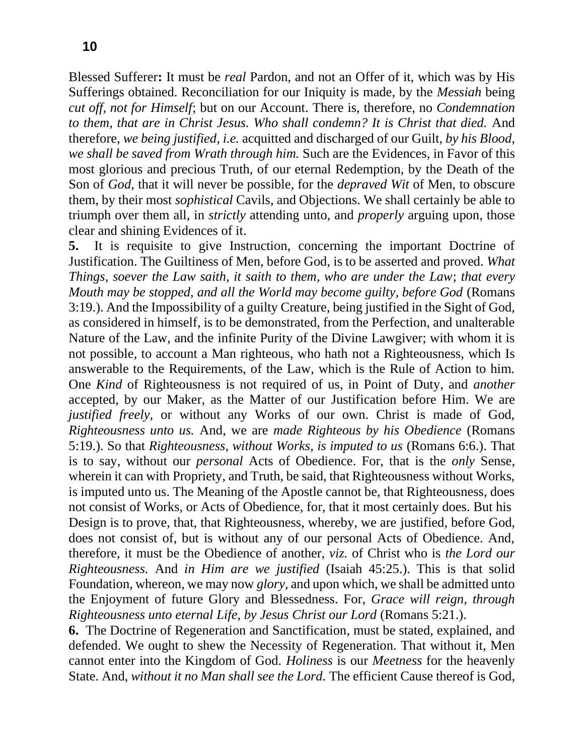Blessed Sufferer**:** It must be *real* Pardon, and not an Offer of it, which was by His Sufferings obtained. Reconciliation for our Iniquity is made, by the *Messiah* being *cut off, not for Himself*; but on our Account. There is, therefore, no *Condemnation to them, that are in Christ Jesus. Who shall condemn? It is Christ that died.* And therefore, *we being justified, i.e.* acquitted and discharged of our Guilt, *by his Blood, we shall be saved from Wrath through him.* Such are the Evidences, in Favor of this most glorious and precious Truth, of our eternal Redemption, by the Death of the Son of *God,* that it will never be possible, for the *depraved Wit* of Men, to obscure them, by their most *sophistical* Cavils, and Objections. We shall certainly be able to triumph over them all, in *strictly* attending unto, and *properly* arguing upon, those clear and shining Evidences of it.

**5.** It is requisite to give Instruction, concerning the important Doctrine of Justification. The Guiltiness of Men, before God, is to be asserted and proved. *What Things, soever the Law saith, it saith to them, who are under the Law*; *that every Mouth may be stopped, and all the World may become guilty, before God* (Romans 3:19.). And the Impossibility of a guilty Creature, being justified in the Sight of God, as considered in himself, is to be demonstrated, from the Perfection, and unalterable Nature of the Law, and the infinite Purity of the Divine Lawgiver; with whom it is not possible, to account a Man righteous, who hath not a Righteousness, which Is answerable to the Requirements, of the Law, which is the Rule of Action to him. One *Kind* of Righteousness is not required of us, in Point of Duty, and *another* accepted, by our Maker, as the Matter of our Justification before Him. We are *justified freely,* or without any Works of our own. Christ is made of God, *Righteousness unto us.* And, we are *made Righteous by his Obedience* (Romans 5:19.). So that *Righteousness, without Works, is imputed to us* (Romans 6:6.). That is to say, without our *personal* Acts of Obedience. For, that is the *only* Sense, wherein it can with Propriety, and Truth, be said, that Righteousness without Works, is imputed unto us. The Meaning of the Apostle cannot be, that Righteousness, does not consist of Works, or Acts of Obedience, for, that it most certainly does. But his Design is to prove, that, that Righteousness, whereby, we are justified, before God, does not consist of, but is without any of our personal Acts of Obedience. And, therefore, it must be the Obedience of another, *viz.* of Christ who is *the Lord our Righteousness.* And *in Him are we justified* (Isaiah 45:25.). This is that solid Foundation, whereon, we may now *glory,* and upon which, we shall be admitted unto the Enjoyment of future Glory and Blessedness. For, *Grace will reign, through Righteousness unto eternal Life, by Jesus Christ our Lord* (Romans 5:21.).

**6.** The Doctrine of Regeneration and Sanctification, must be stated, explained, and defended. We ought to shew the Necessity of Regeneration. That without it, Men cannot enter into the Kingdom of God. *Holiness* is our *Meetness* for the heavenly State. And, *without it no Man shall see the Lord.* The efficient Cause thereof is God,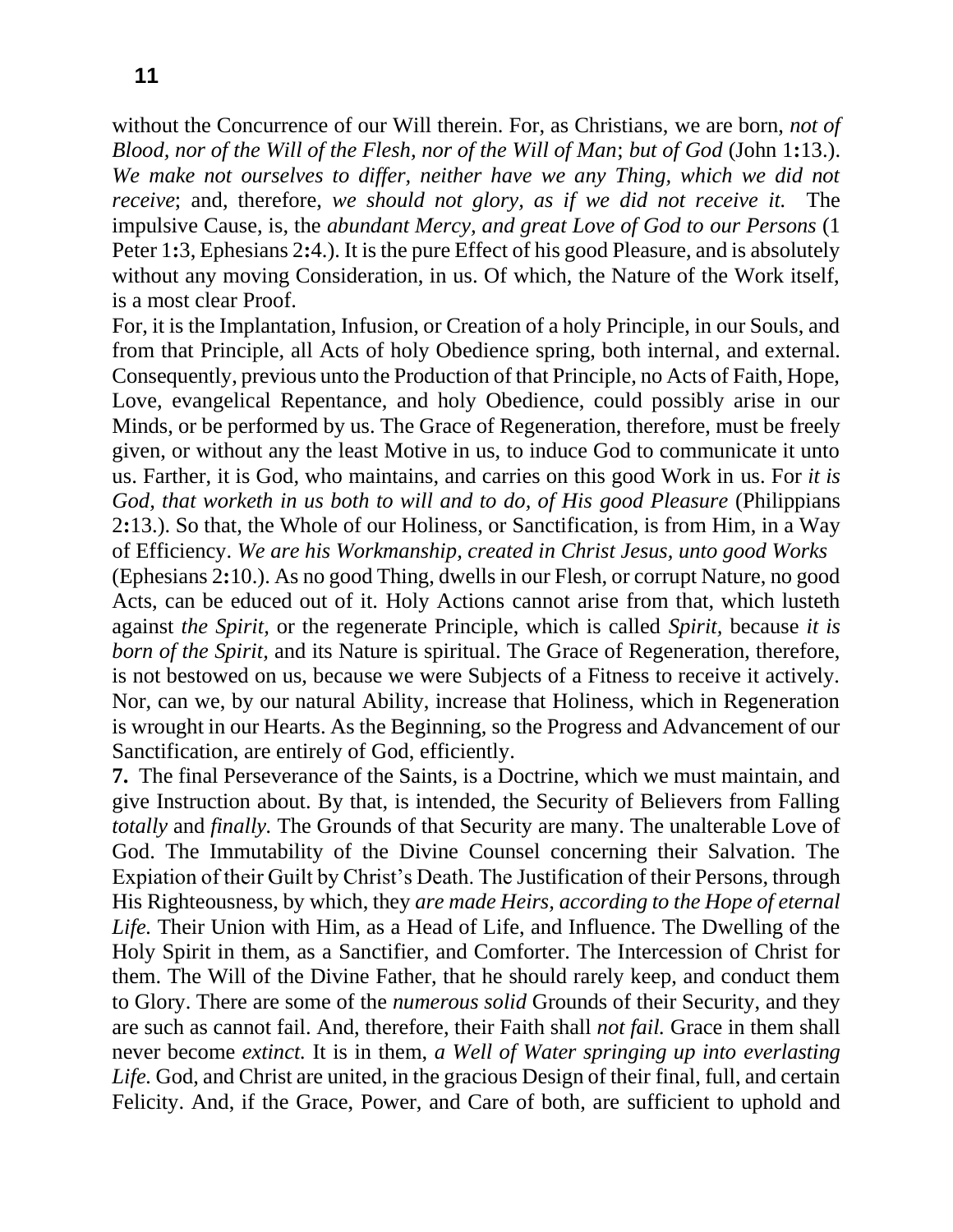without the Concurrence of our Will therein. For, as Christians, we are born, *not of Blood, nor of the Will of the Flesh, nor of the Will of Man; but of God* (John 1**:**13.). *We make not ourselves to differ, neither have we any Thing, which we did not receive*; and, therefore, *we should not glory, as if we did not receive it.* The impulsive Cause, is, the *abundant Mercy, and great Love of God to our Persons* (1 Peter 1**:**3, Ephesians 2**:**4.). It is the pure Effect of his good Pleasure, and is absolutely without any moving Consideration, in us. Of which, the Nature of the Work itself, is a most clear Proof.

For, it is the Implantation, Infusion, or Creation of a holy Principle, in our Souls, and from that Principle, all Acts of holy Obedience spring, both internal, and external. Consequently, previous unto the Production of that Principle, no Acts of Faith, Hope, Love, evangelical Repentance, and holy Obedience, could possibly arise in our Minds, or be performed by us. The Grace of Regeneration, therefore, must be freely given, or without any the least Motive in us, to induce God to communicate it unto us. Farther, it is God, who maintains, and carries on this good Work in us. For *it is God, that worketh in us both to will and to do, of His good Pleasure* (Philippians 2**:**13.). So that, the Whole of our Holiness, or Sanctification, is from Him, in a Way of Efficiency. *We are his Workmanship, created in Christ Jesus, unto good Works* (Ephesians 2**:**10.). As no good Thing, dwells in our Flesh, or corrupt Nature, no good Acts, can be educed out of it. Holy Actions cannot arise from that, which lusteth against *the Spirit,* or the regenerate Principle, which is called *Spirit,* because *it is born of the Spirit,* and its Nature is spiritual. The Grace of Regeneration, therefore, is not bestowed on us, because we were Subjects of a Fitness to receive it actively. Nor, can we, by our natural Ability, increase that Holiness, which in Regeneration is wrought in our Hearts. As the Beginning, so the Progress and Advancement of our Sanctification, are entirely of God, efficiently.

**7.** The final Perseverance of the Saints, is a Doctrine, which we must maintain, and give Instruction about. By that, is intended, the Security of Believers from Falling *totally* and *finally.* The Grounds of that Security are many. The unalterable Love of God. The Immutability of the Divine Counsel concerning their Salvation. The Expiation of their Guilt by Christ's Death. The Justification of their Persons, through His Righteousness, by which, they *are made Heirs, according to the Hope of eternal Life.* Their Union with Him, as a Head of Life, and Influence. The Dwelling of the Holy Spirit in them, as a Sanctifier, and Comforter. The Intercession of Christ for them. The Will of the Divine Father, that he should rarely keep, and conduct them to Glory. There are some of the *numerous solid* Grounds of their Security, and they are such as cannot fail. And, therefore, their Faith shall *not fail.* Grace in them shall never become *extinct.* It is in them, *a Well of Water springing up into everlasting Life.* God, and Christ are united, in the gracious Design of their final, full, and certain Felicity. And, if the Grace, Power, and Care of both, are sufficient to uphold and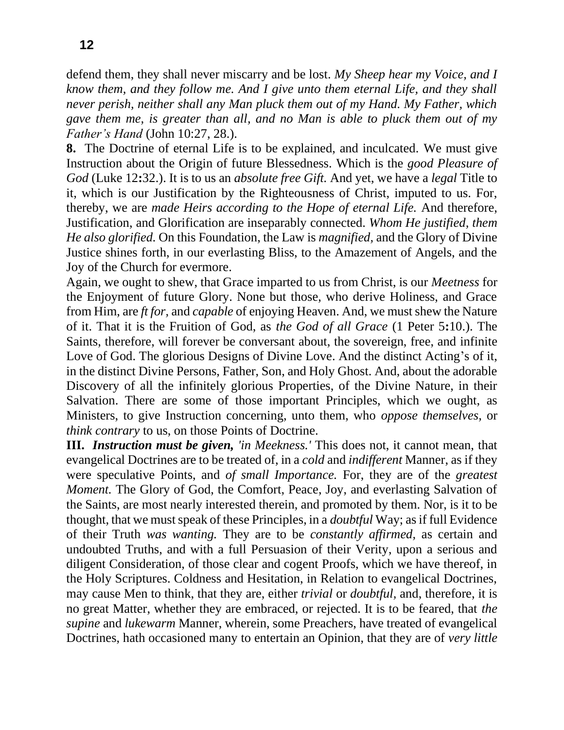defend them, they shall never miscarry and be lost. *My Sheep hear my Voice, and I know them, and they follow me. And I give unto them eternal Life, and they shall never perish, neither shall any Man pluck them out of my Hand. My Father, which gave them me, is greater than all, and no Man is able to pluck them out of my Father's Hand* (John 10:27, 28.).

**8.** The Doctrine of eternal Life is to be explained, and inculcated. We must give Instruction about the Origin of future Blessedness. Which is the *good Pleasure of God* (Luke 12**:**32.). It is to us an *absolute free Gift.* And yet, we have a *legal* Title to it, which is our Justification by the Righteousness of Christ, imputed to us. For, thereby, we are *made Heirs according to the Hope of eternal Life.* And therefore, Justification, and Glorification are inseparably connected. *Whom He justified, them He also glorified.* On this Foundation, the Law is *magnified,* and the Glory of Divine Justice shines forth, in our everlasting Bliss, to the Amazement of Angels, and the Joy of the Church for evermore.

Again, we ought to shew, that Grace imparted to us from Christ, is our *Meetness* for the Enjoyment of future Glory. None but those, who derive Holiness, and Grace from Him, are *ft for,* and *capable* of enjoying Heaven. And, we must shew the Nature of it. That it is the Fruition of God, as *the God of all Grace* (1 Peter 5**:**10.). The Saints, therefore, will forever be conversant about, the sovereign, free, and infinite Love of God. The glorious Designs of Divine Love. And the distinct Acting's of it, in the distinct Divine Persons, Father, Son, and Holy Ghost. And, about the adorable Discovery of all the infinitely glorious Properties, of the Divine Nature, in their Salvation. There are some of those important Principles, which we ought, as Ministers, to give Instruction concerning, unto them, who *oppose themselves,* or *think contrary* to us, on those Points of Doctrine.

**III.** ***Instruction must be given,*** *'in Meekness.'* This does not, it cannot mean, that evangelical Doctrines are to be treated of, in a *cold* and *indifferent* Manner, as if they were speculative Points, and *of small Importance.* For, they are of the *greatest Moment.* The Glory of God, the Comfort, Peace, Joy, and everlasting Salvation of the Saints, are most nearly interested therein, and promoted by them. Nor, is it to be thought, that we must speak of these Principles, in a *doubtful* Way; as if full Evidence of their Truth *was wanting.* They are to be *constantly affirmed,* as certain and undoubted Truths, and with a full Persuasion of their Verity, upon a serious and diligent Consideration, of those clear and cogent Proofs, which we have thereof, in the Holy Scriptures. Coldness and Hesitation, in Relation to evangelical Doctrines, may cause Men to think, that they are, either *trivial* or *doubtful,* and, therefore, it is no great Matter, whether they are embraced, or rejected. It is to be feared, that *the supine* and *lukewarm* Manner, wherein, some Preachers, have treated of evangelical Doctrines, hath occasioned many to entertain an Opinion, that they are of *very little*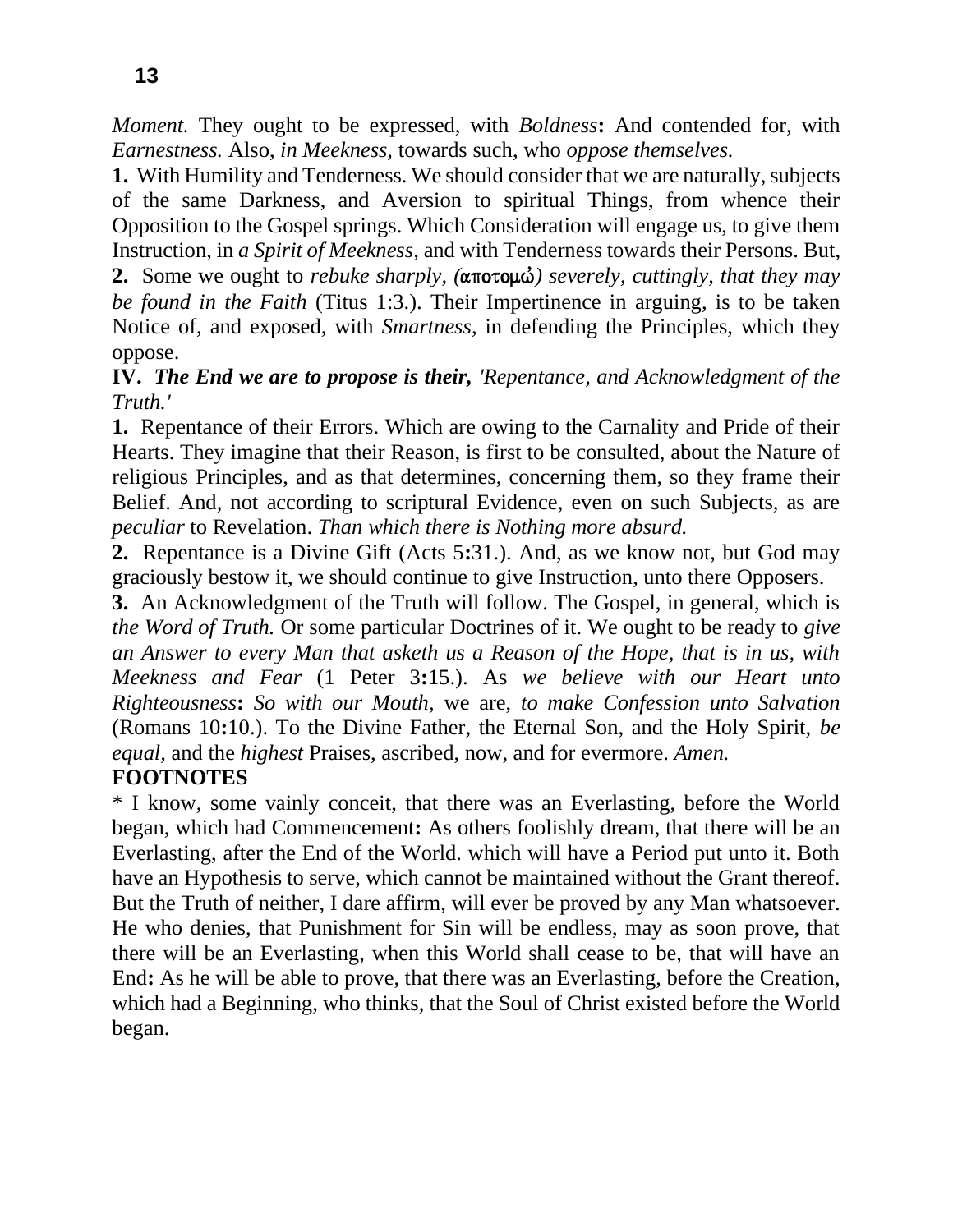*Moment.* They ought to be expressed, with *Boldness***:** And contended for, with *Earnestness.* Also, *in Meekness,* towards such, who *oppose themselves.*

**1.** With Humility and Tenderness. We should consider that we are naturally, subjects of the same Darkness, and Aversion to spiritual Things, from whence their Opposition to the Gospel springs. Which Consideration will engage us, to give them Instruction, in *a Spirit of Meekness,* and with Tenderness towards their Persons. But,

**2.** Some we ought to *rebuke sharply, (***αποτομω̉***) severely, cuttingly, that they may be found in the Faith* (Titus 1:3.). Their Impertinence in arguing, is to be taken Notice of, and exposed, with *Smartness,* in defending the Principles, which they oppose.

**IV.** ***The End we are to propose is their,*** *'Repentance, and Acknowledgment of the Truth.'*

**1.** Repentance of their Errors. Which are owing to the Carnality and Pride of their Hearts. They imagine that their Reason, is first to be consulted, about the Nature of religious Principles, and as that determines, concerning them, so they frame their Belief. And, not according to scriptural Evidence, even on such Subjects, as are *peculiar* to Revelation. *Than which there is Nothing more absurd.*

**2.** Repentance is a Divine Gift (Acts 5**:**31.). And, as we know not, but God may graciously bestow it, we should continue to give Instruction, unto there Opposers.

**3.** An Acknowledgment of the Truth will follow. The Gospel, in general, which is *the Word of Truth.* Or some particular Doctrines of it. We ought to be ready to *give an Answer to every Man that asketh us a Reason of the Hope, that is in us, with Meekness and Fear* (1 Peter 3**:**15.). As *we believe with our Heart unto Righteousness***:** *So with our Mouth,* we are, *to make Confession unto Salvation* (Romans 10**:**10.). To the Divine Father, the Eternal Son, and the Holy Spirit, *be equal,* and the *highest* Praises, ascribed, now, and for evermore. *Amen.*

**FOOTNOTES**

* I know, some vainly conceit, that there was an Everlasting, before the World began, which had Commencement**:** As others foolishly dream, that there will be an Everlasting, after the End of the World. which will have a Period put unto it. Both have an Hypothesis to serve, which cannot be maintained without the Grant thereof. But the Truth of neither, I dare affirm, will ever be proved by any Man whatsoever. He who denies, that Punishment for Sin will be endless, may as soon prove, that there will be an Everlasting, when this World shall cease to be, that will have an End**:** As he will be able to prove, that there was an Everlasting, before the Creation, which had a Beginning, who thinks, that the Soul of Christ existed before the World began.